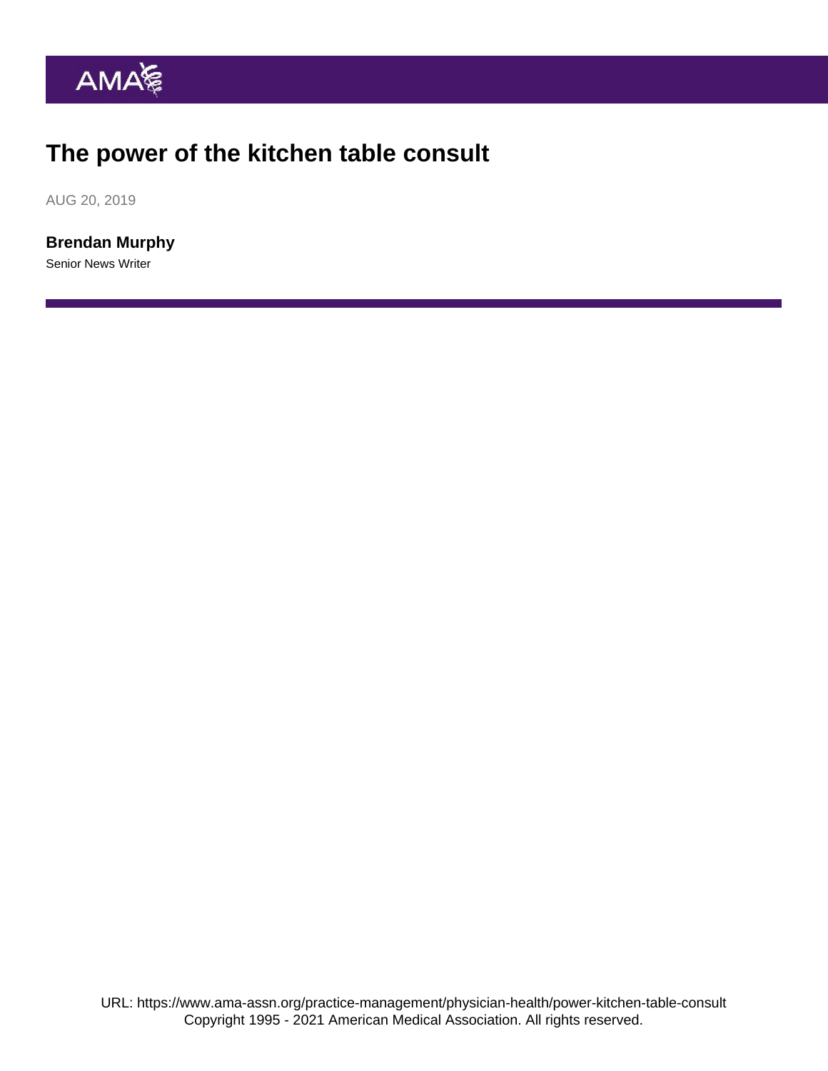# The power of the kitchen table consult

AUG 20, 2019

**Brendan Murphy**

Senior News Writer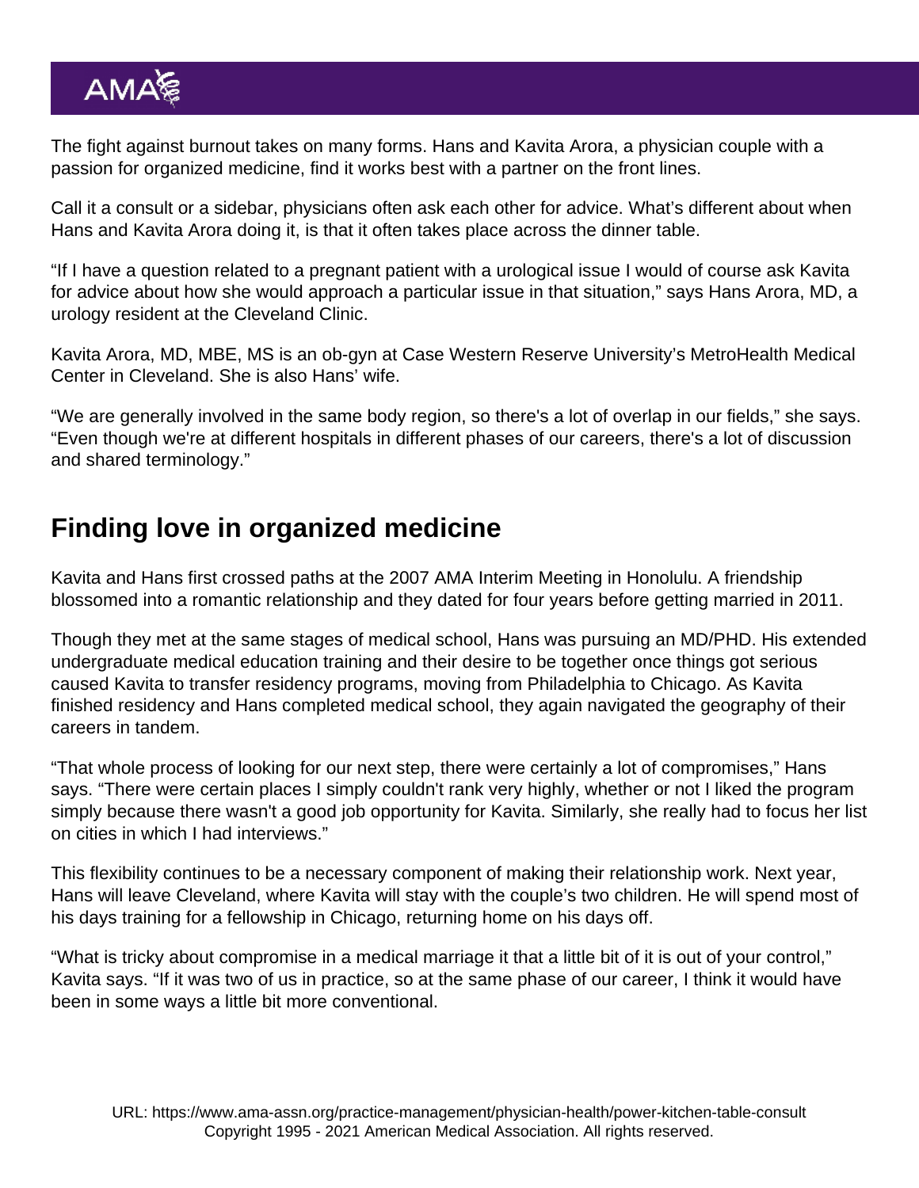The fight against burnout takes on many forms. Hans and Kavita Arora, a physician couple with a passion for organized medicine, find it works best with a partner on the front lines.

Call it a consult or a sidebar, physicians often ask each other for advice. What's different about when Hans and Kavita Arora doing it, is that it often takes place across the dinner table.

"If I have a question related to a pregnant patient with a urological issue I would of course ask Kavita for advice about how she would approach a particular issue in that situation," says Hans Arora, MD, a urology resident at the Cleveland Clinic.

Kavita Arora, MD, MBE, MS is an ob-gyn at Case Western Reserve University's MetroHealth Medical Center in Cleveland. She is also Hans' wife.

"We are generally involved in the same body region, so there's a lot of overlap in our fields," she says. "Even though we're at different hospitals in different phases of our careers, there's a lot of discussion and shared terminology."

## Finding love in organized medicine

Kavita and Hans first crossed paths at the 2007 AMA Interim Meeting in Honolulu. A friendship blossomed into a romantic relationship and they dated for four years before getting married in 2011.

Though they met at the same stages of medical school, Hans was pursuing an MD/PHD. His extended undergraduate medical education training and their desire to be together once things got serious caused Kavita to transfer residency programs, moving from Philadelphia to Chicago. As Kavita finished residency and Hans completed medical school, they again navigated the geography of their careers in tandem.

"That whole process of looking for our next step, there were certainly a lot of compromises," Hans says. "There were certain places I simply couldn't rank very highly, whether or not I liked the program simply because there wasn't a good job opportunity for Kavita. Similarly, she really had to focus her list on cities in which I had interviews."

This flexibility continues to be a necessary component of making their relationship work. Next year, Hans will leave Cleveland, where Kavita will stay with the couple's two children. He will spend most of his days training for a fellowship in Chicago, returning home on his days off.

"What is tricky about compromise in a medical marriage it that a little bit of it is out of your control," Kavita says. "If it was two of us in practice, so at the same phase of our career, I think it would have been in some ways a little bit more conventional.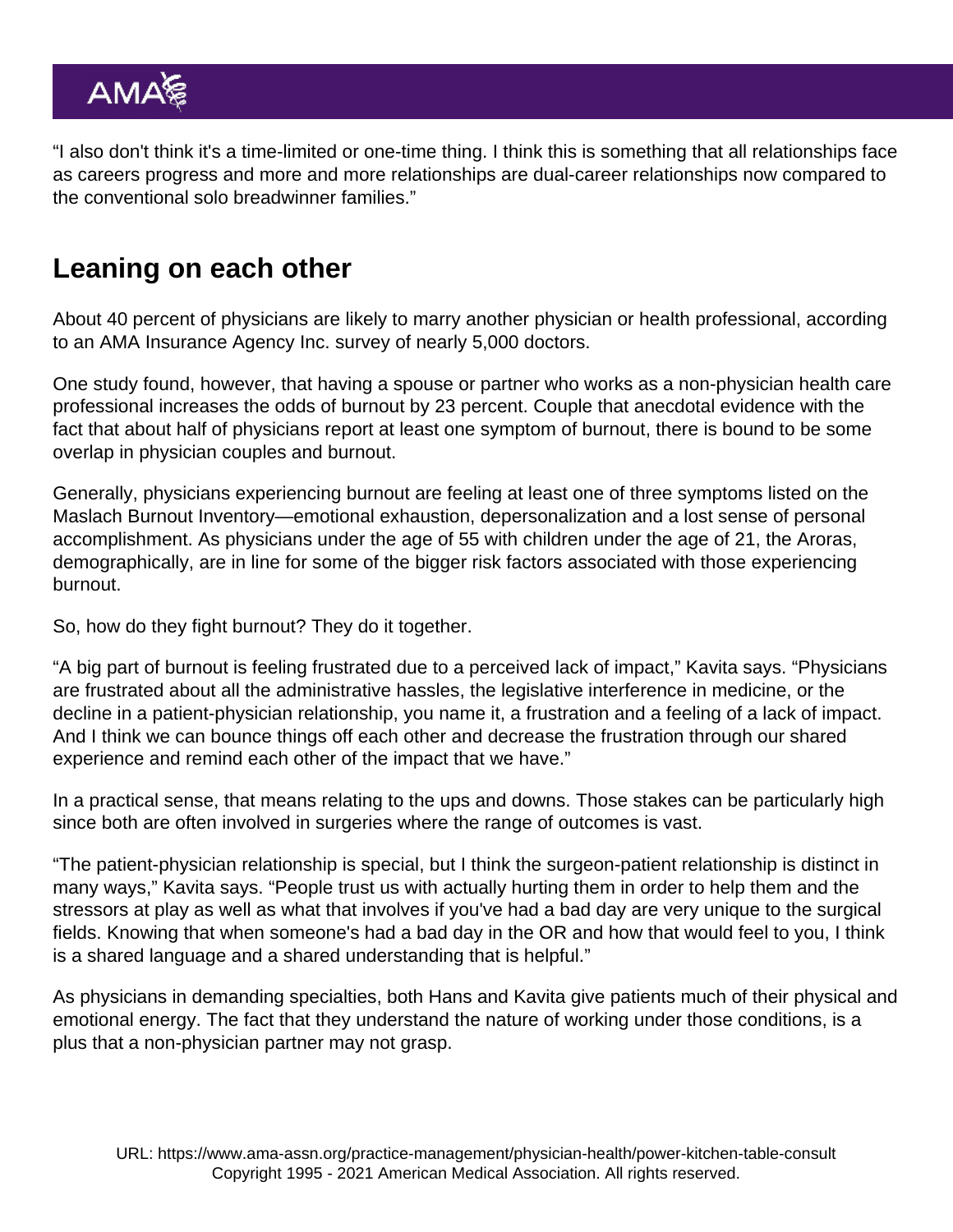"I also don't think it's a time-limited or one-time thing. I think this is something that all relationships face as careers progress and more and more relationships are dual-career relationships now compared to the conventional solo breadwinner families."

## Leaning on each other

About 40 percent of physicians are likely to marry another physician or health professional, according to an AMA Insurance Agency Inc. survey of nearly 5,000 doctors.

One study found, however, that having a spouse or partner who works as a non-physician health care professional increases the odds of burnout by 23 percent. Couple that anecdotal evidence with the fact that about half of physicians report at least one symptom of burnout, there is bound to be some overlap in physician couples and burnout.

Generally, physicians experiencing burnout are feeling at least one of three symptoms listed on the Maslach Burnout Inventory—emotional exhaustion, depersonalization and a lost sense of personal accomplishment. As physicians under the age of 55 with children under the age of 21, the Aroras, demographically, are in line for some of the bigger risk factors associated with those experiencing burnout.

So, how do they fight burnout? They do it together.

"A big part of burnout is feeling frustrated due to a perceived lack of impact," Kavita says. "Physicians are frustrated about all the administrative hassles, the legislative interference in medicine, or the decline in a patient-physician relationship, you name it, a frustration and a feeling of a lack of impact. And I think we can bounce things off each other and decrease the frustration through our shared experience and remind each other of the impact that we have."

In a practical sense, that means relating to the ups and downs. Those stakes can be particularly high since both are often involved in surgeries where the range of outcomes is vast.

"The patient-physician relationship is special, but I think the surgeon-patient relationship is distinct in many ways," Kavita says. "People trust us with actually hurting them in order to help them and the stressors at play as well as what that involves if you've had a bad day are very unique to the surgical fields. Knowing that when someone's had a bad day in the OR and how that would feel to you, I think is a shared language and a shared understanding that is helpful."

As physicians in demanding specialties, both Hans and Kavita give patients much of their physical and emotional energy. The fact that they understand the nature of working under those conditions, is a plus that a non-physician partner may not grasp.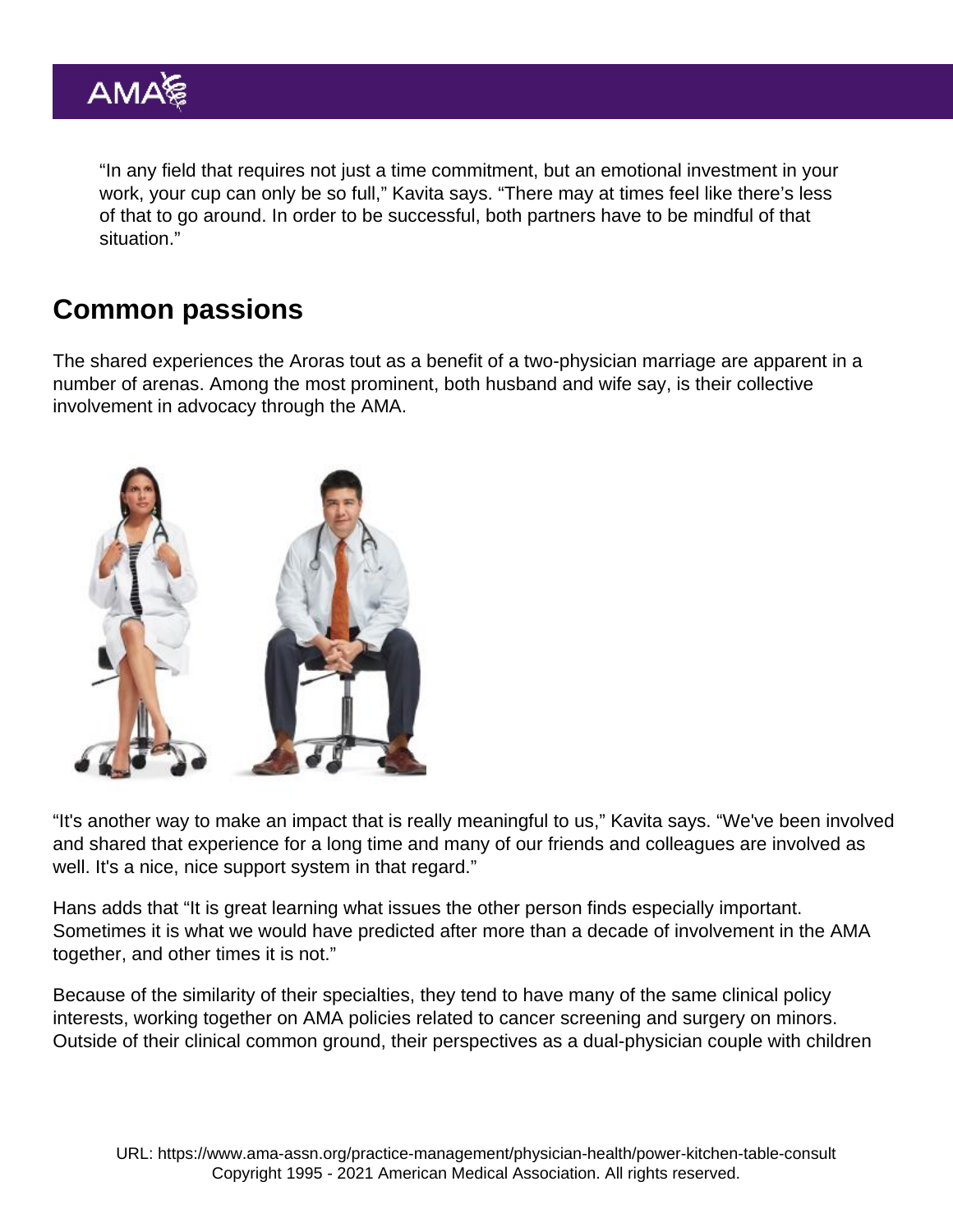"In any field that requires not just a time commitment, but an emotional investment in your work, your cup can only be so full," Kavita says. "There may at times feel like there's less of that to go around. In order to be successful, both partners have to be mindful of that situation."

## Common passions

The shared experiences the Aroras tout as a benefit of a two-physician marriage are apparent in a number of arenas. Among the most prominent, both husband and wife say, is their collective involvement in advocacy through the AMA.

"It's another way to make an impact that is really meaningful to us," Kavita says. "We've been involved and shared that experience for a long time and many of our friends and colleagues are involved as well. It's a nice, nice support system in that regard."

Hans adds that "It is great learning what issues the other person finds especially important. Sometimes it is what we would have predicted after more than a decade of involvement in the AMA together, and other times it is not."

Because of the similarity of their specialties, they tend to have many of the same clinical policy interests, working together on AMA policies related to cancer screening and surgery on minors. Outside of their clinical common ground, their perspectives as a dual-physician couple with children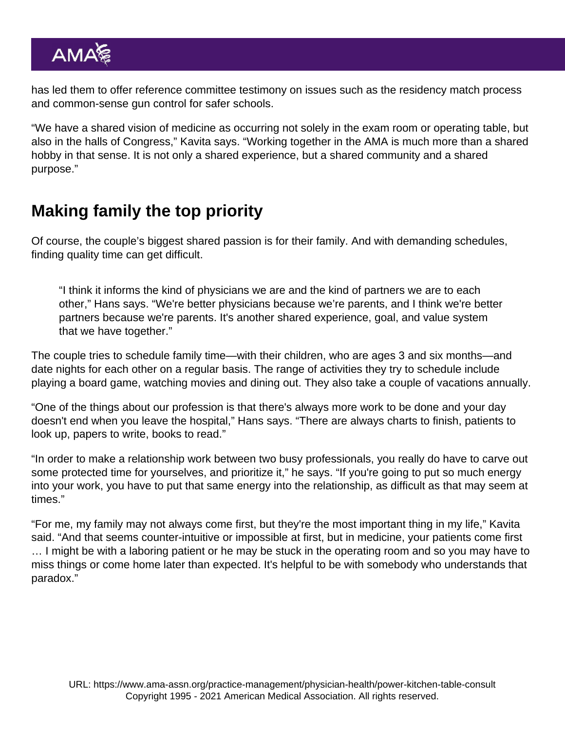has led them to offer reference committee testimony on issues such as the residency match process and common-sense gun control for safer schools.

"We have a shared vision of medicine as occurring not solely in the exam room or operating table, but also in the halls of Congress," Kavita says. "Working together in the AMA is much more than a shared hobby in that sense. It is not only a shared experience, but a shared community and a shared purpose."

## Making family the top priority

Of course, the couple's biggest shared passion is for their family. And with demanding schedules, finding quality time can get difficult.

> "I think it informs the kind of physicians we are and the kind of partners we are to each other," Hans says. "We're better physicians because we're parents, and I think we're better partners because we're parents. It's another shared experience, goal, and value system that we have together."

The couple tries to schedule family time—with their children, who are ages 3 and six months—and date nights for each other on a regular basis. The range of activities they try to schedule include playing a board game, watching movies and dining out. They also take a couple of vacations annually.

"One of the things about our profession is that there's always more work to be done and your day doesn't end when you leave the hospital," Hans says. "There are always charts to finish, patients to look up, papers to write, books to read."

"In order to make a relationship work between two busy professionals, you really do have to carve out some protected time for yourselves, and prioritize it," he says. "If you're going to put so much energy into your work, you have to put that same energy into the relationship, as difficult as that may seem at times."

"For me, my family may not always come first, but they're the most important thing in my life," Kavita said. "And that seems counter-intuitive or impossible at first, but in medicine, your patients come first … I might be with a laboring patient or he may be stuck in the operating room and so you may have to miss things or come home later than expected. It's helpful to be with somebody who understands that paradox."